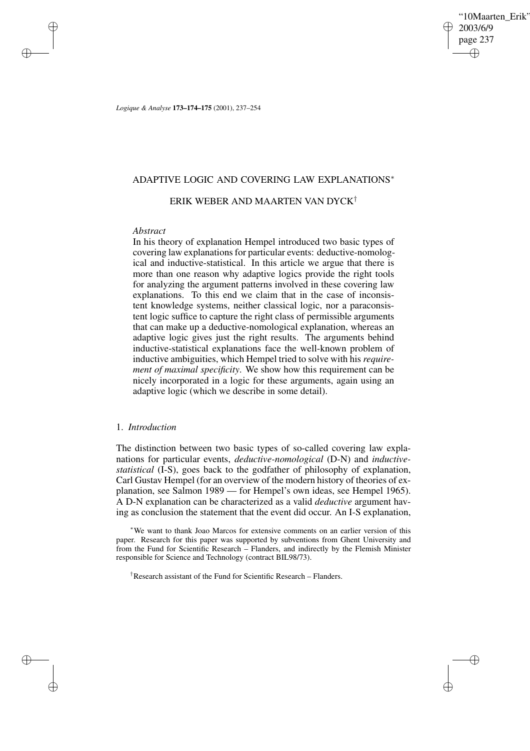# ADAPTIVE LOGIC AND COVERING LAW EXPLANATIONS*

## ERIK WEBER AND MAARTEN VAN DYCK†

*Abstract*

In his theory of explanation Hempel introduced two basic types of covering law explanations for particular events: deductive-nomological and inductive-statistical. In this article we argue that there is more than one reason why adaptive logics provide the right tools for analyzing the argument patterns involved in these covering law explanations. To this end we claim that in the case of inconsistent knowledge systems, neither classical logic, nor a paraconsistent logic suffice to capture the right class of permissible arguments that can make up a deductive-nomological explanation, whereas an adaptive logic gives just the right results. The arguments behind inductive-statistical explanations face the well-known problem of inductive ambiguities, which Hempel tried to solve with his *requirement of maximal specificity*. We show how this requirement can be nicely incorporated in a logic for these arguments, again using an adaptive logic (which we describe in some detail).

## 1. *Introduction*

The distinction between two basic types of so-called covering law explanations for particular events, *deductive-nomological* (D-N) and *inductive-statistical* (I-S), goes back to the godfather of philosophy of explanation, Carl Gustav Hempel (for an overview of the modern history of theories of explanation, see Salmon 1989 — for Hempel's own ideas, see Hempel 1965). A D-N explanation can be characterized as a valid *deductive* argument having as conclusion the statement that the event did occur. An I-S explanation,

*We want to thank Joao Marcos for extensive comments on an earlier version of this paper. Research for this paper was supported by subventions from Ghent University and from the Fund for Scientific Research – Flanders, and indirectly by the Flemish Minister responsible for Science and Technology (contract BIL98/73).

†Research assistant of the Fund for Scientific Research – Flanders.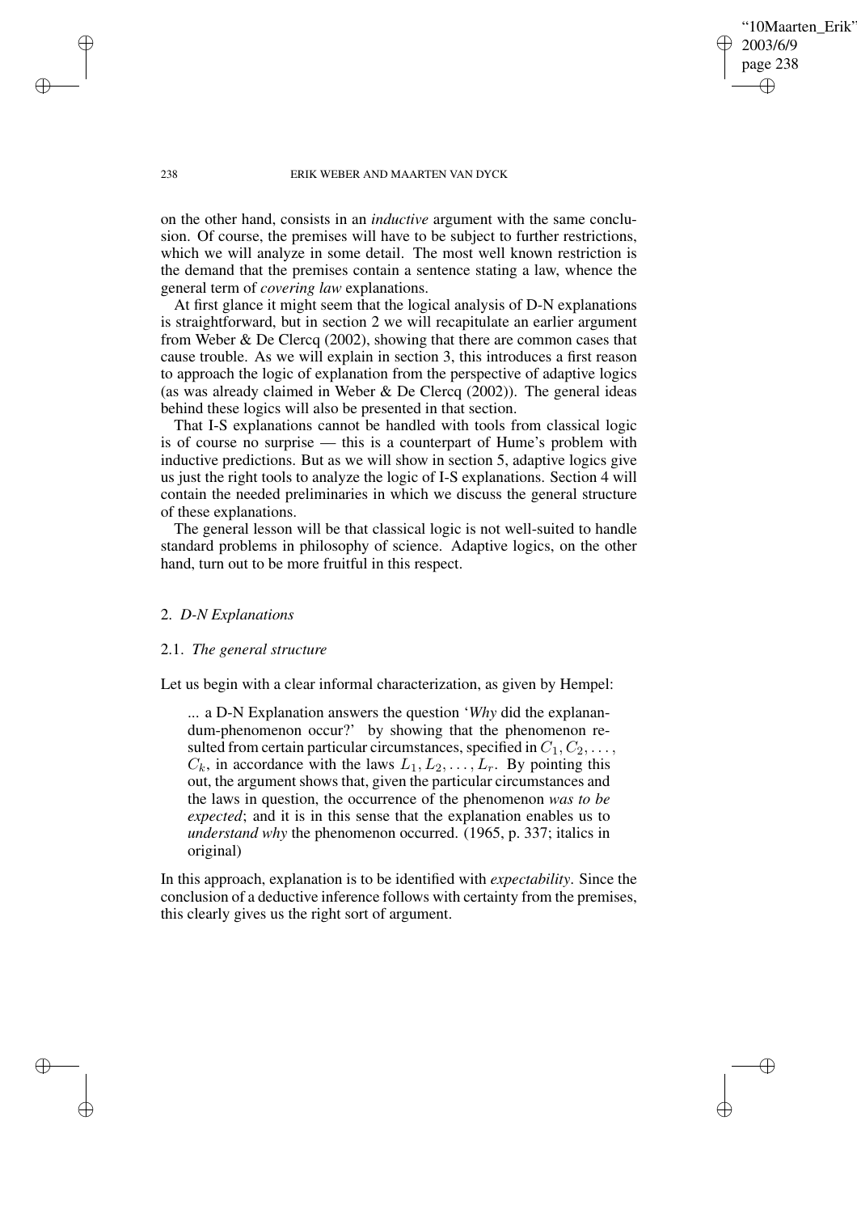on the other hand, consists in an *inductive* argument with the same conclusion. Of course, the premises will have to be subject to further restrictions, which we will analyze in some detail. The most well known restriction is the demand that the premises contain a sentence stating a law, whence the general term of *covering law* explanations.

At first glance it might seem that the logical analysis of D-N explanations is straightforward, but in section 2 we will recapitulate an earlier argument from Weber & De Clercq (2002), showing that there are common cases that cause trouble. As we will explain in section 3, this introduces a first reason to approach the logic of explanation from the perspective of adaptive logics (as was already claimed in Weber & De Clercq (2002)). The general ideas behind these logics will also be presented in that section.

That I-S explanations cannot be handled with tools from classical logic is of course no surprise — this is a counterpart of Hume's problem with inductive predictions. But as we will show in section 5, adaptive logics give us just the right tools to analyze the logic of I-S explanations. Section 4 will contain the needed preliminaries in which we discuss the general structure of these explanations.

The general lesson will be that classical logic is not well-suited to handle standard problems in philosophy of science. Adaptive logics, on the other hand, turn out to be more fruitful in this respect.

## 2. *D-N Explanations*

### 2.1. *The general structure*

Let us begin with a clear informal characterization, as given by Hempel:

> ... a D-N Explanation answers the question '*Why* did the explanandum-phenomenon occur?' by showing that the phenomenon resulted from certain particular circumstances, specified in $C_1, C_2, \ldots, C_k$, in accordance with the laws $L_1, L_2, \ldots, L_r$. By pointing this out, the argument shows that, given the particular circumstances and the laws in question, the occurrence of the phenomenon *was to be expected*; and it is in this sense that the explanation enables us to *understand why* the phenomenon occurred. (1965, p. 337; italics in original)

In this approach, explanation is to be identified with *expectability*. Since the conclusion of a deductive inference follows with certainty from the premises, this clearly gives us the right sort of argument.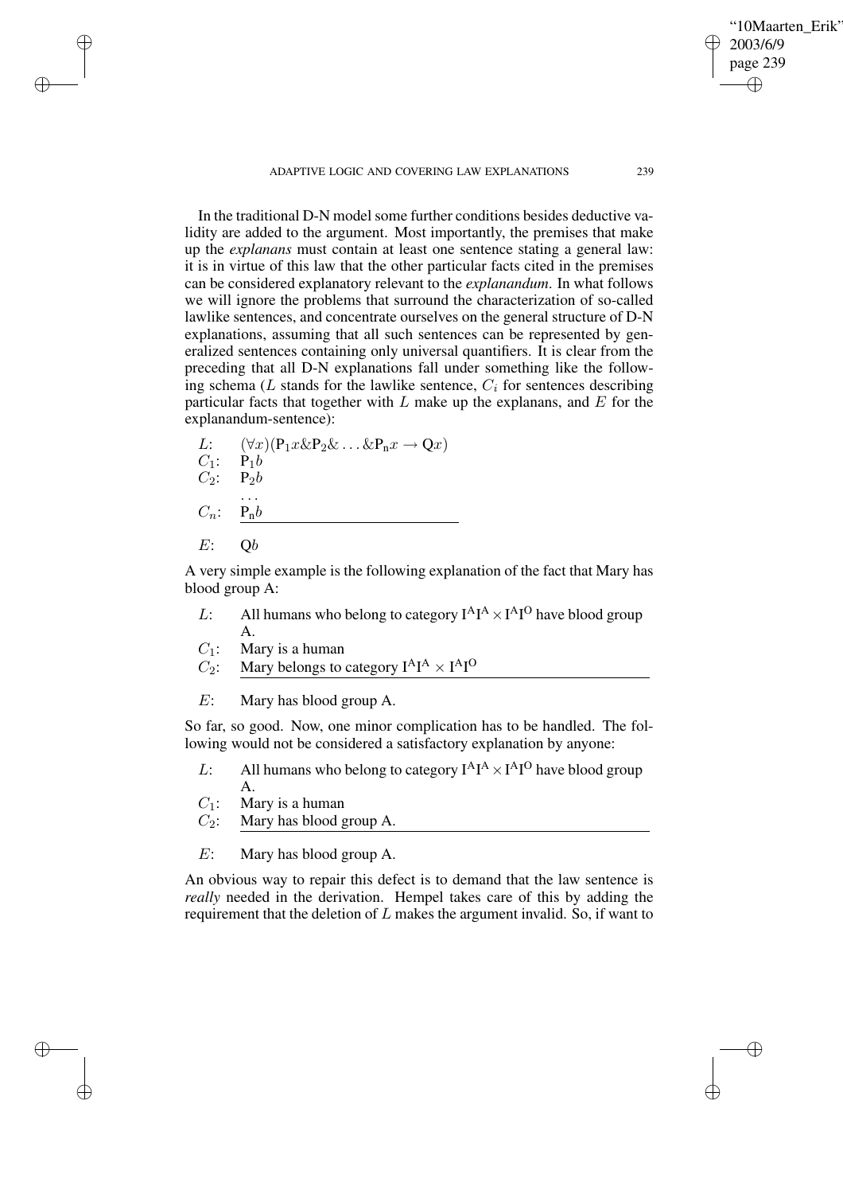In the traditional D-N model some further conditions besides deductive validity are added to the argument. Most importantly, the premises that make up the *explanans* must contain at least one sentence stating a general law: it is in virtue of this law that the other particular facts cited in the premises can be considered explanatory relevant to the *explanandum*. In what follows we will ignore the problems that surround the characterization of so-called lawlike sentences, and concentrate ourselves on the general structure of D-N explanations, assuming that all such sentences can be represented by generalized sentences containing only universal quantifiers. It is clear from the preceding that all D-N explanations fall under something like the following schema ($L$ stands for the lawlike sentence, $C_i$ for sentences describing particular facts that together with $L$ make up the explanans, and $E$ for the explanandum-sentence):

$L$: $(\forall x)(\mathrm{P}_1 x \& \mathrm{P}_2 \& \ldots \& \mathrm{P}_\mathrm{n} x \rightarrow \mathrm{Q}x)$
$C_1$: $\mathrm{P}_1 b$
$C_2$: $\mathrm{P}_2 b$
...
$C_n$: $\mathrm{P}_\mathrm{n} b$

---

$E$: $\mathrm{Q}b$

A very simple example is the following explanation of the fact that Mary has blood group A:

$L$: All humans who belong to category $\mathrm{I^A I^A} \times \mathrm{I^A I^O}$ have blood group A.
$C_1$: Mary is a human
$C_2$: Mary belongs to category $\mathrm{I^A I^A} \times \mathrm{I^A I^O}$

---

$E$: Mary has blood group A.

So far, so good. Now, one minor complication has to be handled. The following would not be considered a satisfactory explanation by anyone:

$L$: All humans who belong to category $\mathrm{I^A I^A} \times \mathrm{I^A I^O}$ have blood group A.
$C_1$: Mary is a human
$C_2$: Mary has blood group A.

---

$E$: Mary has blood group A.

An obvious way to repair this defect is to demand that the law sentence is *really* needed in the derivation. Hempel takes care of this by adding the requirement that the deletion of $L$ makes the argument invalid. So, if want to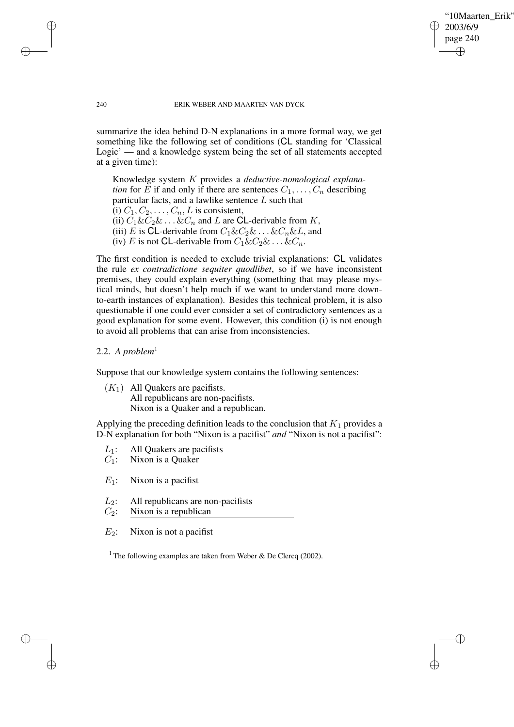summarize the idea behind D-N explanations in a more formal way, we get something like the following set of conditions (CL standing for 'Classical Logic' — and a knowledge system being the set of all statements accepted at a given time):

> Knowledge system $K$ provides a *deductive-nomological explanation* for $E$ if and only if there are sentences $C_1, \ldots, C_n$ describing particular facts, and a lawlike sentence $L$ such that
> (i) $C_1, C_2, \ldots, C_n, L$ is consistent,
> (ii) $C_1 \& C_2 \& \ldots \& C_n$ and $L$ are CL-derivable from $K$,
> (iii) $E$ is CL-derivable from $C_1 \& C_2 \& \ldots \& C_n \& L$, and
> (iv) $E$ is not CL-derivable from $C_1 \& C_2 \& \ldots \& C_n$.

The first condition is needed to exclude trivial explanations: CL validates the rule *ex contradictione sequiter quodlibet*, so if we have inconsistent premises, they could explain everything (something that may please mystical minds, but doesn't help much if we want to understand more down-to-earth instances of explanation). Besides this technical problem, it is also questionable if one could ever consider a set of contradictory sentences as a good explanation for some event. However, this condition (i) is not enough to avoid all problems that can arise from inconsistencies.

### 2.2. *A problem*[1]

Suppose that our knowledge system contains the following sentences:

> $(K_1)$ All Quakers are pacifists.
> All republicans are non-pacifists.
> Nixon is a Quaker and a republican.

Applying the preceding definition leads to the conclusion that $K_1$ provides a D-N explanation for both "Nixon is a pacifist" *and* "Nixon is not a pacifist":

> $L_1$: All Quakers are pacifists
> $C_1$: Nixon is a Quaker
> ___
> $E_1$: Nixon is a pacifist

> $L_2$: All republicans are non-pacifists
> $C_2$: Nixon is a republican
> ___
> $E_2$: Nixon is not a pacifist

[1] The following examples are taken from Weber & De Clercq (2002).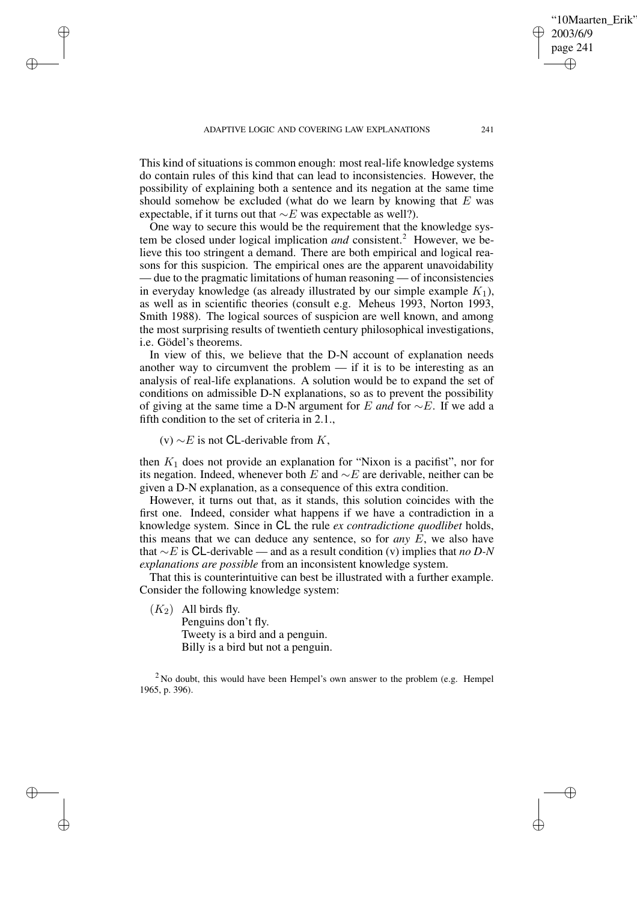This kind of situations is common enough: most real-life knowledge systems do contain rules of this kind that can lead to inconsistencies. However, the possibility of explaining both a sentence and its negation at the same time should somehow be excluded (what do we learn by knowing that $E$ was expectable, if it turns out that $\sim E$ was expectable as well?).

One way to secure this would be the requirement that the knowledge system be closed under logical implication *and* consistent.[2] However, we believe this too stringent a demand. There are both empirical and logical reasons for this suspicion. The empirical ones are the apparent unavoidability — due to the pragmatic limitations of human reasoning — of inconsistencies in everyday knowledge (as already illustrated by our simple example $K_1$), as well as in scientific theories (consult e.g. Meheus 1993, Norton 1993, Smith 1988). The logical sources of suspicion are well known, and among the most surprising results of twentieth century philosophical investigations, i.e. Gödel's theorems.

In view of this, we believe that the D-N account of explanation needs another way to circumvent the problem — if it is to be interesting as an analysis of real-life explanations. A solution would be to expand the set of conditions on admissible D-N explanations, so as to prevent the possibility of giving at the same time a D-N argument for $E$ *and* for $\sim E$. If we add a fifth condition to the set of criteria in 2.1.,

(v) $\sim E$ is not $\mathsf{CL}$-derivable from $K$,

then $K_1$ does not provide an explanation for "Nixon is a pacifist", nor for its negation. Indeed, whenever both $E$ and $\sim E$ are derivable, neither can be given a D-N explanation, as a consequence of this extra condition.

However, it turns out that, as it stands, this solution coincides with the first one. Indeed, consider what happens if we have a contradiction in a knowledge system. Since in $\mathsf{CL}$ the rule *ex contradictione quodlibet* holds, this means that we can deduce any sentence, so for *any* $E$, we also have that $\sim E$ is $\mathsf{CL}$-derivable — and as a result condition (v) implies that *no D-N explanations are possible* from an inconsistent knowledge system.

That this is counterintuitive can best be illustrated with a further example. Consider the following knowledge system:

($K_2$) All birds fly.
Penguins don't fly.
Tweety is a bird and a penguin.
Billy is a bird but not a penguin.

[2] No doubt, this would have been Hempel's own answer to the problem (e.g. Hempel 1965, p. 396).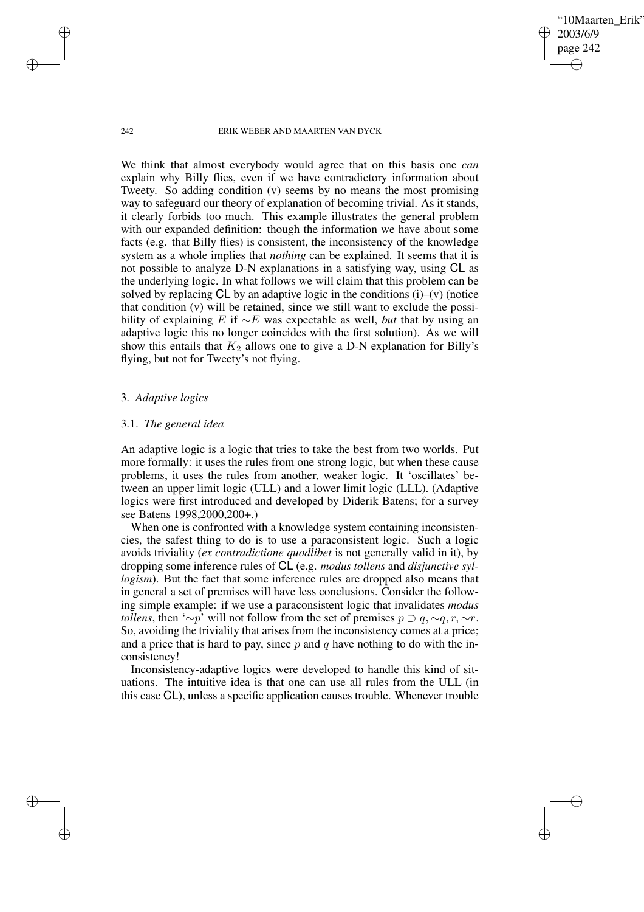We think that almost everybody would agree that on this basis one *can* explain why Billy flies, even if we have contradictory information about Tweety. So adding condition (v) seems by no means the most promising way to safeguard our theory of explanation of becoming trivial. As it stands, it clearly forbids too much. This example illustrates the general problem with our expanded definition: though the information we have about some facts (e.g. that Billy flies) is consistent, the inconsistency of the knowledge system as a whole implies that *nothing* can be explained. It seems that it is not possible to analyze D-N explanations in a satisfying way, using CL as the underlying logic. In what follows we will claim that this problem can be solved by replacing CL by an adaptive logic in the conditions (i)–(v) (notice that condition (v) will be retained, since we still want to exclude the possibility of explaining $E$ if $\sim E$ was expectable as well, *but* that by using an adaptive logic this no longer coincides with the first solution). As we will show this entails that $K_2$ allows one to give a D-N explanation for Billy's flying, but not for Tweety's not flying.

## 3. *Adaptive logics*

### 3.1. *The general idea*

An adaptive logic is a logic that tries to take the best from two worlds. Put more formally: it uses the rules from one strong logic, but when these cause problems, it uses the rules from another, weaker logic. It 'oscillates' between an upper limit logic (ULL) and a lower limit logic (LLL). (Adaptive logics were first introduced and developed by Diderik Batens; for a survey see Batens 1998,2000,200+.)

When one is confronted with a knowledge system containing inconsistencies, the safest thing to do is to use a paraconsistent logic. Such a logic avoids triviality (*ex contradictione quodlibet* is not generally valid in it), by dropping some inference rules of CL (e.g. *modus tollens* and *disjunctive syllogism*). But the fact that some inference rules are dropped also means that in general a set of premises will have less conclusions. Consider the following simple example: if we use a paraconsistent logic that invalidates *modus tollens*, then '$\sim p$' will not follow from the set of premises $p \supset q, \sim q, r, \sim r$. So, avoiding the triviality that arises from the inconsistency comes at a price; and a price that is hard to pay, since $p$ and $q$ have nothing to do with the inconsistency!

Inconsistency-adaptive logics were developed to handle this kind of situations. The intuitive idea is that one can use all rules from the ULL (in this case CL), unless a specific application causes trouble. Whenever trouble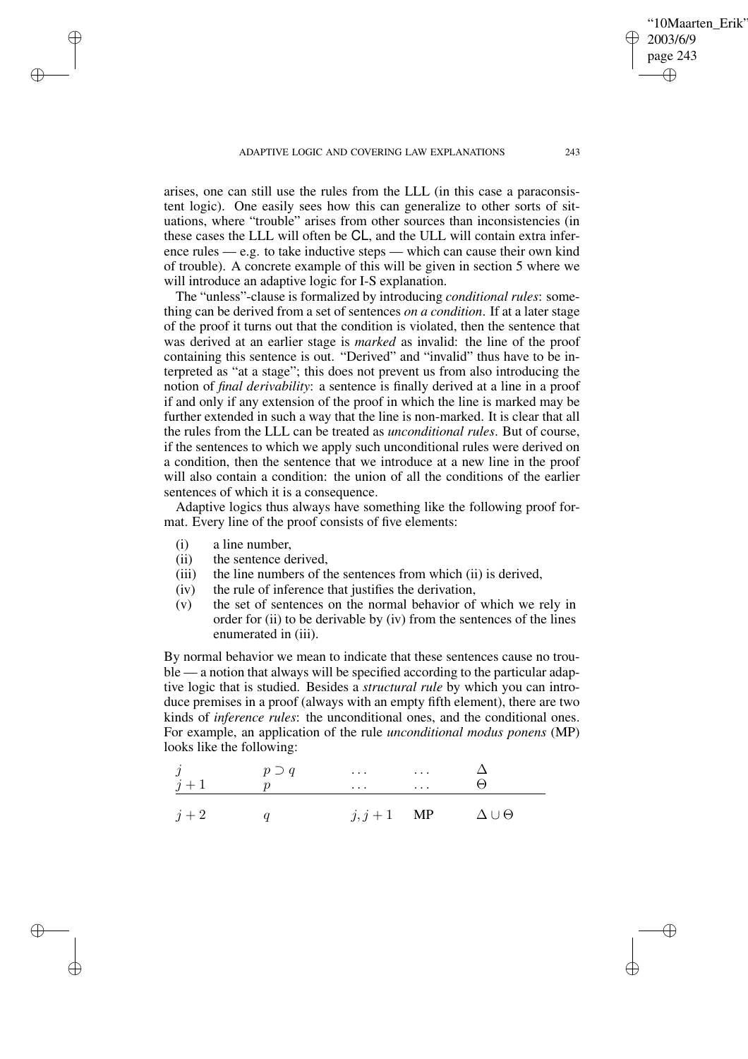arises, one can still use the rules from the LLL (in this case a paraconsistent logic). One easily sees how this can generalize to other sorts of situations, where "trouble" arises from other sources than inconsistencies (in these cases the LLL will often be **CL**, and the ULL will contain extra inference rules — e.g. to take inductive steps — which can cause their own kind of trouble). A concrete example of this will be given in section 5 where we will introduce an adaptive logic for I-S explanation.

The "unless"-clause is formalized by introducing *conditional rules*: something can be derived from a set of sentences *on a condition*. If at a later stage of the proof it turns out that the condition is violated, then the sentence that was derived at an earlier stage is *marked* as invalid: the line of the proof containing this sentence is out. "Derived" and "invalid" thus have to be interpreted as "at a stage"; this does not prevent us from also introducing the notion of *final derivability*: a sentence is finally derived at a line in a proof if and only if any extension of the proof in which the line is marked may be further extended in such a way that the line is non-marked. It is clear that all the rules from the LLL can be treated as *unconditional rules*. But of course, if the sentences to which we apply such unconditional rules were derived on a condition, then the sentence that we introduce at a new line in the proof will also contain a condition: the union of all the conditions of the earlier sentences of which it is a consequence.

Adaptive logics thus always have something like the following proof format. Every line of the proof consists of five elements:

- (i) a line number,
- (ii) the sentence derived,
- (iii) the line numbers of the sentences from which (ii) is derived,
- (iv) the rule of inference that justifies the derivation,
- (v) the set of sentences on the normal behavior of which we rely in order for (ii) to be derivable by (iv) from the sentences of the lines enumerated in (iii).

By normal behavior we mean to indicate that these sentences cause no trouble — a notion that always will be specified according to the particular adaptive logic that is studied. Besides a *structural rule* by which you can introduce premises in a proof (always with an empty fifth element), there are two kinds of *inference rules*: the unconditional ones, and the conditional ones. For example, an application of the rule *unconditional modus ponens* (MP) looks like the following:

| | | | | |
|---|---|---|---|---|
| $j$ | $p \supset q$ | ... | ... | $\Delta$ |
| $j+1$ | $p$ | ... | ... | $\Theta$ |
| $j+2$ | $q$ | $j, j+1$ | MP | $\Delta \cup \Theta$ |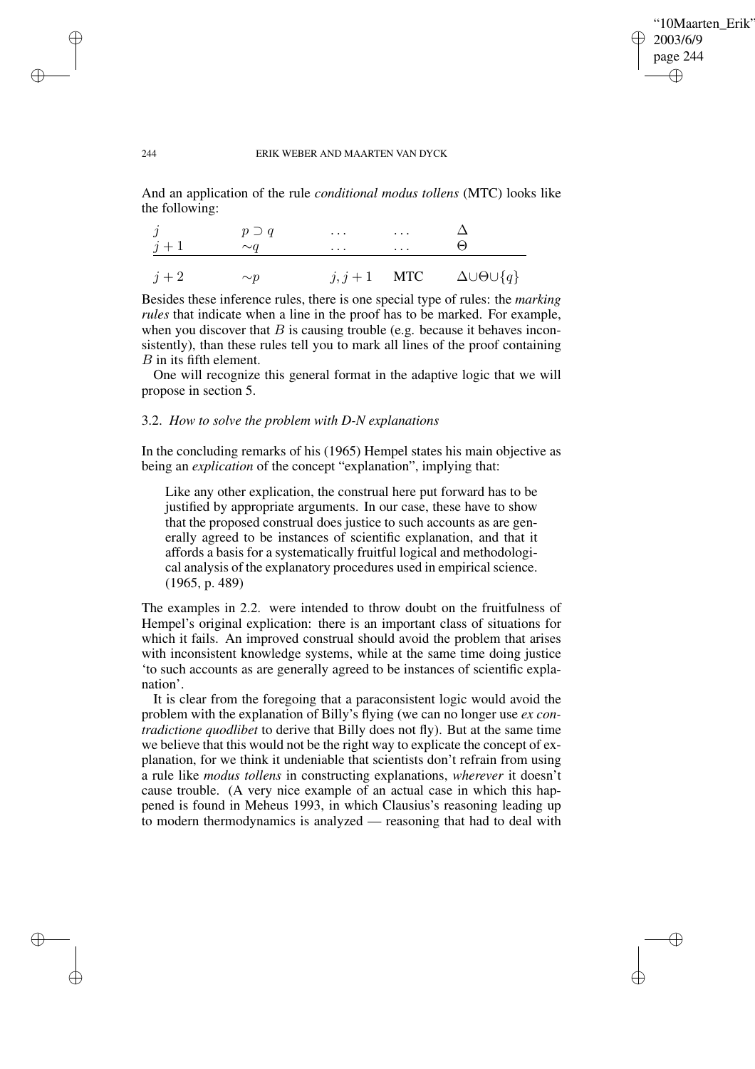And an application of the rule *conditional modus tollens* (MTC) looks like the following:

| | | | | |
|---|---|---|---|---|
| $j$ | $p \supset q$ | $\ldots$ | $\ldots$ | $\Delta$ |
| $j+1$ | $\sim q$ | $\ldots$ | $\ldots$ | $\Theta$ |
| $j+2$ | $\sim p$ | $j, j+1$ | MTC | $\Delta \cup \Theta \cup \{q\}$ |

Besides these inference rules, there is one special type of rules: the *marking rules* that indicate when a line in the proof has to be marked. For example, when you discover that $B$ is causing trouble (e.g. because it behaves inconsistently), than these rules tell you to mark all lines of the proof containing $B$ in its fifth element.

One will recognize this general format in the adaptive logic that we will propose in section 5.

### 3.2. *How to solve the problem with D-N explanations*

In the concluding remarks of his (1965) Hempel states his main objective as being an *explication* of the concept "explanation", implying that:

> Like any other explication, the construal here put forward has to be justified by appropriate arguments. In our case, these have to show that the proposed construal does justice to such accounts as are generally agreed to be instances of scientific explanation, and that it affords a basis for a systematically fruitful logical and methodological analysis of the explanatory procedures used in empirical science. (1965, p. 489)

The examples in 2.2. were intended to throw doubt on the fruitfulness of Hempel's original explication: there is an important class of situations for which it fails. An improved construal should avoid the problem that arises with inconsistent knowledge systems, while at the same time doing justice 'to such accounts as are generally agreed to be instances of scientific explanation'.

It is clear from the foregoing that a paraconsistent logic would avoid the problem with the explanation of Billy's flying (we can no longer use *ex contradictione quodlibet* to derive that Billy does not fly). But at the same time we believe that this would not be the right way to explicate the concept of explanation, for we think it undeniable that scientists don't refrain from using a rule like *modus tollens* in constructing explanations, *wherever* it doesn't cause trouble. (A very nice example of an actual case in which this happened is found in Meheus 1993, in which Clausius's reasoning leading up to modern thermodynamics is analyzed — reasoning that had to deal with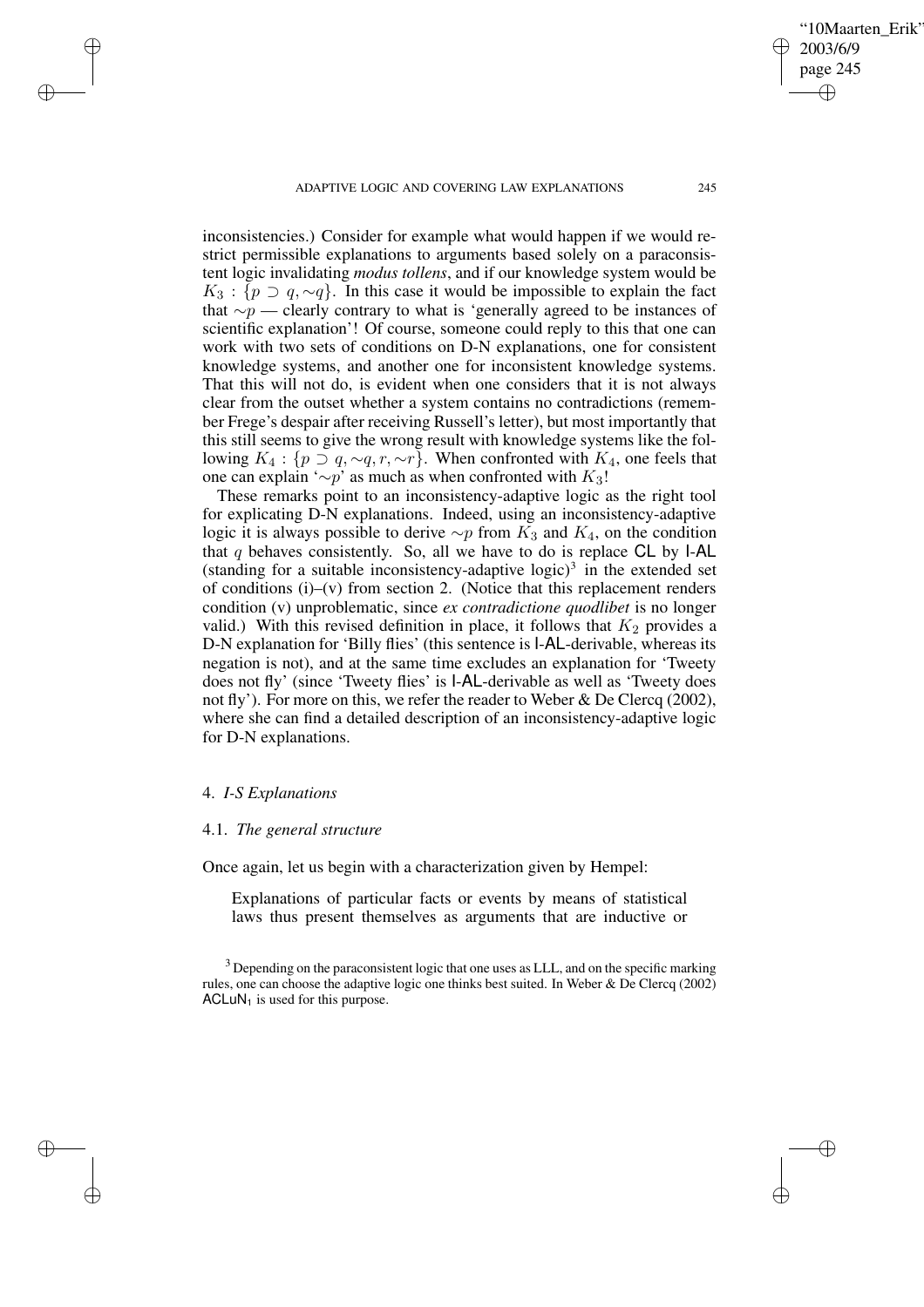inconsistencies.) Consider for example what would happen if we would restrict permissible explanations to arguments based solely on a paraconsistent logic invalidating *modus tollens*, and if our knowledge system would be $K_3 : \{p \supset q, \sim q\}$. In this case it would be impossible to explain the fact that $\sim p$ — clearly contrary to what is 'generally agreed to be instances of scientific explanation'! Of course, someone could reply to this that one can work with two sets of conditions on D-N explanations, one for consistent knowledge systems, and another one for inconsistent knowledge systems. That this will not do, is evident when one considers that it is not always clear from the outset whether a system contains no contradictions (remember Frege's despair after receiving Russell's letter), but most importantly that this still seems to give the wrong result with knowledge systems like the following $K_4 : \{p \supset q, \sim q, r, \sim r\}$. When confronted with $K_4$, one feels that one can explain '$\sim p$' as much as when confronted with $K_3$!

These remarks point to an inconsistency-adaptive logic as the right tool for explicating D-N explanations. Indeed, using an inconsistency-adaptive logic it is always possible to derive $\sim p$ from $K_3$ and $K_4$, on the condition that $q$ behaves consistently. So, all we have to do is replace **CL** by **I-AL** (standing for a suitable inconsistency-adaptive logic)[3] in the extended set of conditions (i)–(v) from section 2. (Notice that this replacement renders condition (v) unproblematic, since *ex contradictione quodlibet* is no longer valid.) With this revised definition in place, it follows that $K_2$ provides a D-N explanation for 'Billy flies' (this sentence is **I-AL**-derivable, whereas its negation is not), and at the same time excludes an explanation for 'Tweety does not fly' (since 'Tweety flies' is **I-AL**-derivable as well as 'Tweety does not fly'). For more on this, we refer the reader to Weber & De Clercq (2002), where she can find a detailed description of an inconsistency-adaptive logic for D-N explanations.

## 4. *I-S Explanations*

### 4.1. *The general structure*

Once again, let us begin with a characterization given by Hempel:

> Explanations of particular facts or events by means of statistical laws thus present themselves as arguments that are inductive or

[3] Depending on the paraconsistent logic that one uses as LLL, and on the specific marking rules, one can choose the adaptive logic one thinks best suited. In Weber & De Clercq (2002) $\mathsf{ACLuN}_1$ is used for this purpose.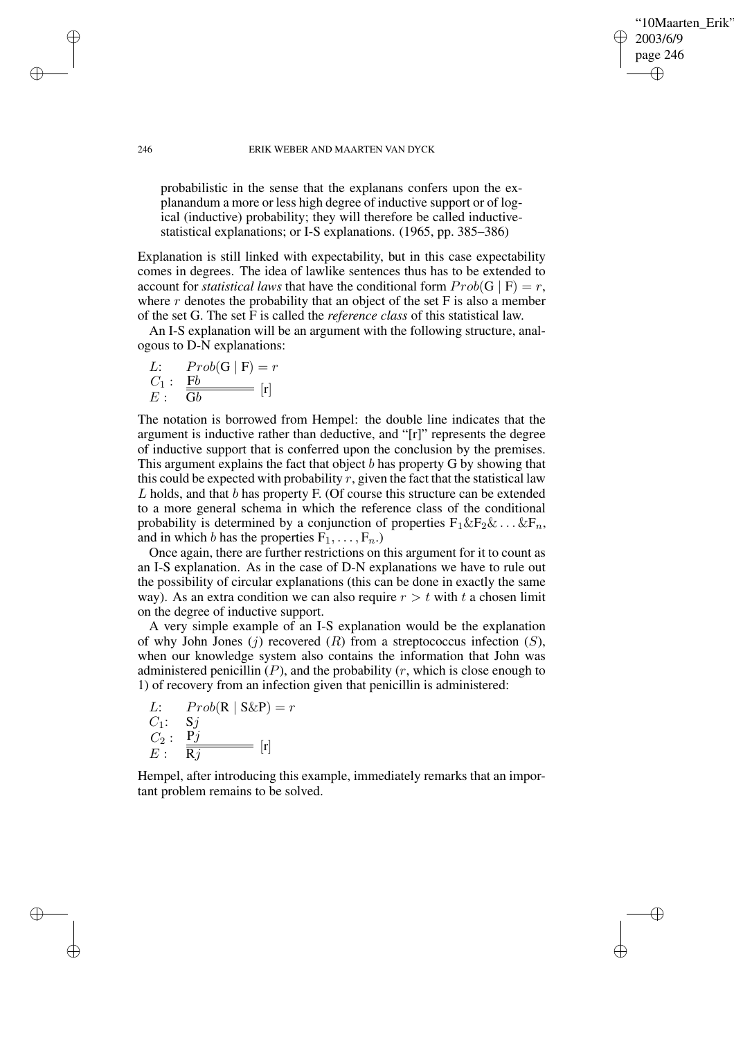probabilistic in the sense that the explanans confers upon the explanandum a more or less high degree of inductive support or of logical (inductive) probability; they will therefore be called inductive-statistical explanations; or I-S explanations. (1965, pp. 385–386)

Explanation is still linked with expectability, but in this case expectability comes in degrees. The idea of lawlike sentences thus has to be extended to account for *statistical laws* that have the conditional form $Prob(\mathrm{G} \mid \mathrm{F}) = r$, where $r$ denotes the probability that an object of the set F is also a member of the set G. The set F is called the *reference class* of this statistical law.

An I-S explanation will be an argument with the following structure, analogous to D-N explanations:

$$
\begin{array}{ll}
L: & Prob(\mathrm{G} \mid \mathrm{F}) = r \\
C_1: & \mathrm{F}b \\
\hline\hline
E: & \mathrm{G}b \quad [\mathrm{r}]
\end{array}
$$

The notation is borrowed from Hempel: the double line indicates that the argument is inductive rather than deductive, and "[r]" represents the degree of inductive support that is conferred upon the conclusion by the premises. This argument explains the fact that object $b$ has property G by showing that this could be expected with probability $r$, given the fact that the statistical law $L$ holds, and that $b$ has property F. (Of course this structure can be extended to a more general schema in which the reference class of the conditional probability is determined by a conjunction of properties $\mathrm{F}_1 \& \mathrm{F}_2 \& \ldots \& \mathrm{F}_n$, and in which $b$ has the properties $\mathrm{F}_1, \ldots, \mathrm{F}_n$.)

Once again, there are further restrictions on this argument for it to count as an I-S explanation. As in the case of D-N explanations we have to rule out the possibility of circular explanations (this can be done in exactly the same way). As an extra condition we can also require $r > t$ with $t$ a chosen limit on the degree of inductive support.

A very simple example of an I-S explanation would be the explanation of why John Jones ($j$) recovered ($R$) from a streptococcus infection ($S$), when our knowledge system also contains the information that John was administered penicillin ($P$), and the probability ($r$, which is close enough to 1) of recovery from an infection given that penicillin is administered:

$$
\begin{array}{ll}
L: & Prob(\mathrm{R} \mid \mathrm{S} \& \mathrm{P}) = r \\
C_1: & \mathrm{S}j \\
C_2: & \mathrm{P}j \\
\hline\hline
E: & \mathrm{R}j \quad [\mathrm{r}]
\end{array}
$$

Hempel, after introducing this example, immediately remarks that an important problem remains to be solved.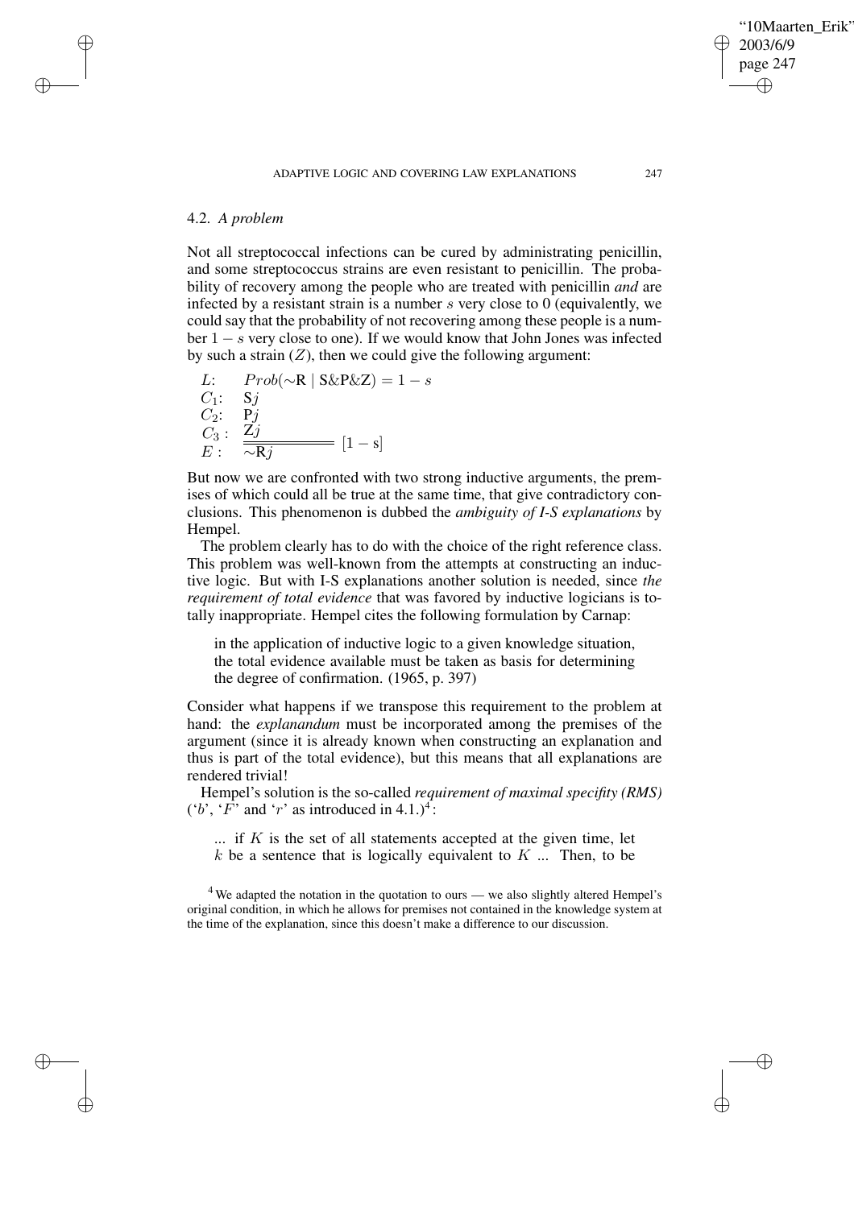### 4.2. *A problem*

Not all streptococcal infections can be cured by administrating penicillin, and some streptococcus strains are even resistant to penicillin. The probability of recovery among the people who are treated with penicillin *and* are infected by a resistant strain is a number $s$ very close to 0 (equivalently, we could say that the probability of not recovering among these people is a number $1 - s$ very close to one). If we would know that John Jones was infected by such a strain ($Z$), then we could give the following argument:

$$
\begin{array}{ll}
L: & Prob(\sim\text{R} \mid \text{S\&P\&Z}) = 1 - s \\
C_1: & \text{S}j \\
C_2: & \text{P}j \\
C_3: & \text{Z}j \\
\hline\hline
E: & \sim\text{R}j \quad [1 - \text{s}]
\end{array}
$$

But now we are confronted with two strong inductive arguments, the premises of which could all be true at the same time, that give contradictory conclusions. This phenomenon is dubbed the *ambiguity of I-S explanations* by Hempel.

The problem clearly has to do with the choice of the right reference class. This problem was well-known from the attempts at constructing an inductive logic. But with I-S explanations another solution is needed, since *the requirement of total evidence* that was favored by inductive logicians is totally inappropriate. Hempel cites the following formulation by Carnap:

> in the application of inductive logic to a given knowledge situation, the total evidence available must be taken as basis for determining the degree of confirmation. (1965, p. 397)

Consider what happens if we transpose this requirement to the problem at hand: the *explanandum* must be incorporated among the premises of the argument (since it is already known when constructing an explanation and thus is part of the total evidence), but this means that all explanations are rendered trivial!

Hempel's solution is the so-called *requirement of maximal specifity (RMS)* ('$b$', '$F$' and '$r$' as introduced in 4.1.)[4]:

> ... if $K$ is the set of all statements accepted at the given time, let $k$ be a sentence that is logically equivalent to $K$ ... Then, to be

[4] We adapted the notation in the quotation to ours — we also slightly altered Hempel's original condition, in which he allows for premises not contained in the knowledge system at the time of the explanation, since this doesn't make a difference to our discussion.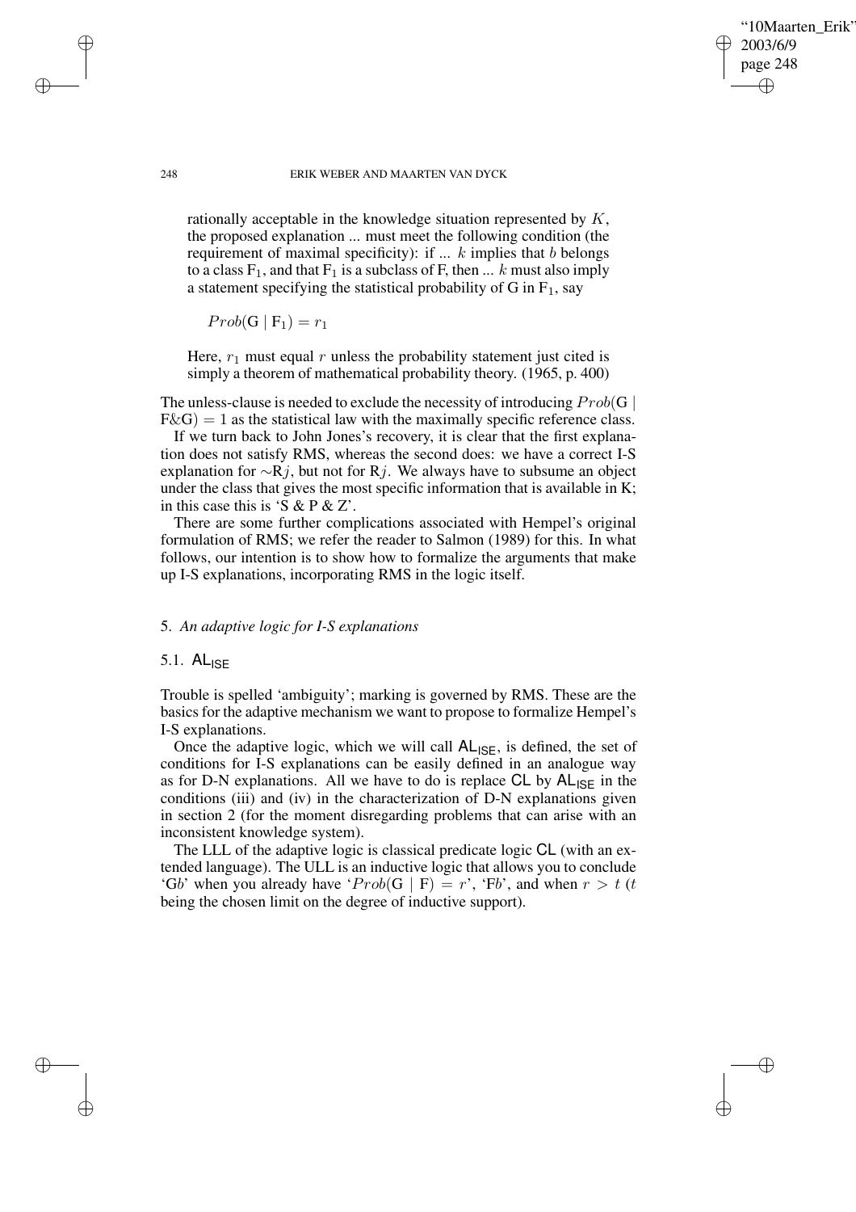> rationally acceptable in the knowledge situation represented by $K$, the proposed explanation ... must meet the following condition (the requirement of maximal specificity): if ... $k$ implies that $b$ belongs to a class $F_1$, and that $F_1$ is a subclass of F, then ... $k$ must also imply a statement specifying the statistical probability of G in $F_1$, say
>
> $Prob(G \mid F_1) = r_1$
>
> Here, $r_1$ must equal $r$ unless the probability statement just cited is simply a theorem of mathematical probability theory. (1965, p. 400)

The unless-clause is needed to exclude the necessity of introducing $Prob(G \mid F\&G) = 1$ as the statistical law with the maximally specific reference class.

If we turn back to John Jones's recovery, it is clear that the first explanation does not satisfy RMS, whereas the second does: we have a correct I-S explanation for $\sim Rj$, but not for $Rj$. We always have to subsume an object under the class that gives the most specific information that is available in K; in this case this is 'S & P & Z'.

There are some further complications associated with Hempel's original formulation of RMS; we refer the reader to Salmon (1989) for this. In what follows, our intention is to show how to formalize the arguments that make up I-S explanations, incorporating RMS in the logic itself.

## 5. *An adaptive logic for I-S explanations*

### 5.1. $\mathsf{AL}_{\mathsf{ISE}}$

Trouble is spelled 'ambiguity'; marking is governed by RMS. These are the basics for the adaptive mechanism we want to propose to formalize Hempel's I-S explanations.

Once the adaptive logic, which we will call $\mathsf{AL}_{\mathsf{ISE}}$, is defined, the set of conditions for I-S explanations can be easily defined in an analogue way as for D-N explanations. All we have to do is replace $\mathsf{CL}$ by $\mathsf{AL}_{\mathsf{ISE}}$ in the conditions (iii) and (iv) in the characterization of D-N explanations given in section 2 (for the moment disregarding problems that can arise with an inconsistent knowledge system).

The LLL of the adaptive logic is classical predicate logic $\mathsf{CL}$ (with an extended language). The ULL is an inductive logic that allows you to conclude 'G$b$' when you already have '$Prob(G \mid F) = r$', 'F$b$', and when $r > t$ ($t$ being the chosen limit on the degree of inductive support).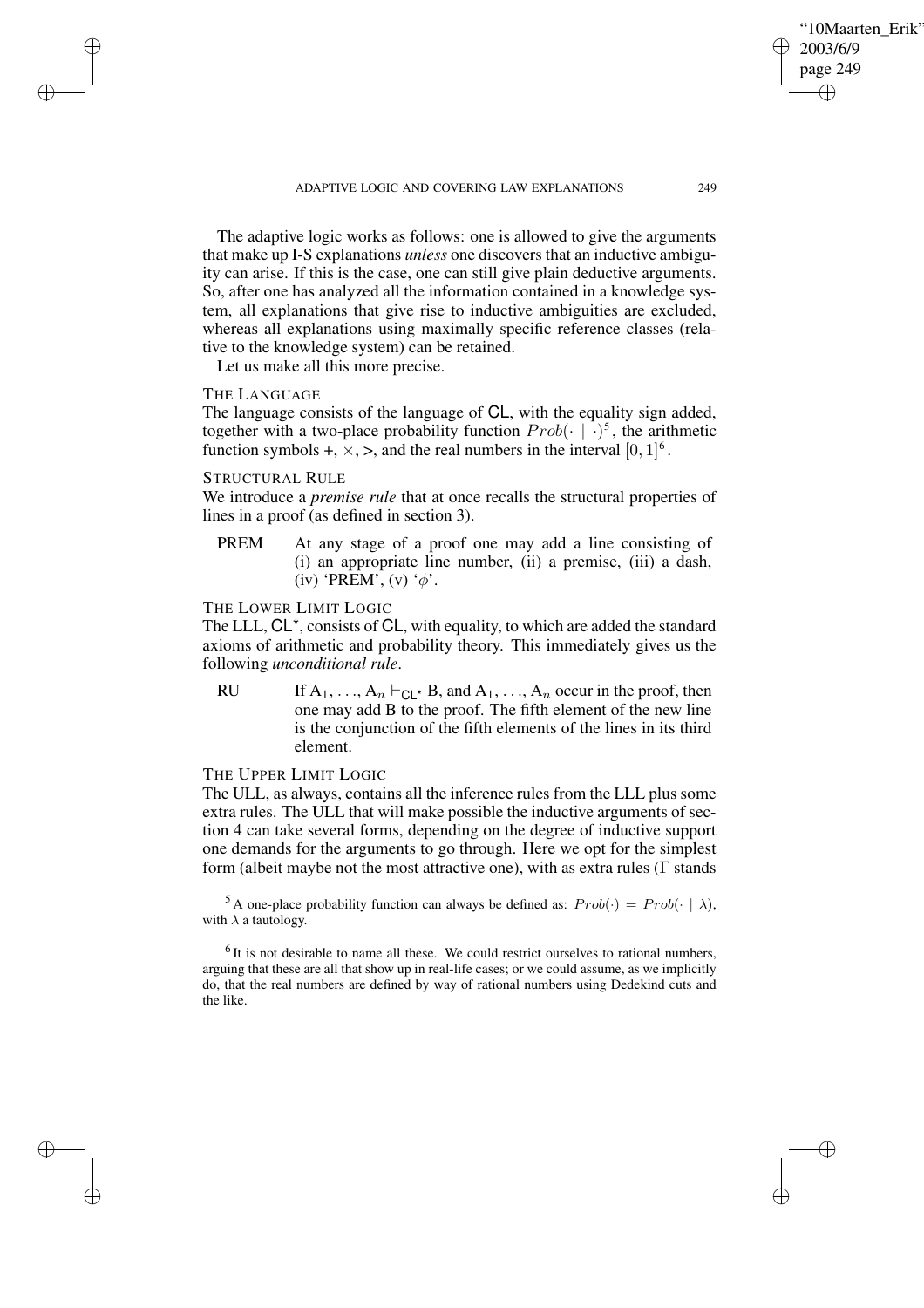The adaptive logic works as follows: one is allowed to give the arguments that make up I-S explanations *unless* one discovers that an inductive ambiguity can arise. If this is the case, one can still give plain deductive arguments. So, after one has analyzed all the information contained in a knowledge system, all explanations that give rise to inductive ambiguities are excluded, whereas all explanations using maximally specific reference classes (relative to the knowledge system) can be retained.

Let us make all this more precise.

THE LANGUAGE

The language consists of the language of CL, with the equality sign added, together with a two-place probability function $Prob(\cdot \mid \cdot)$[5], the arithmetic function symbols +, ×, >, and the real numbers in the interval $[0, 1]$[6].

STRUCTURAL RULE

We introduce a *premise rule* that at once recalls the structural properties of lines in a proof (as defined in section 3).

PREM At any stage of a proof one may add a line consisting of (i) an appropriate line number, (ii) a premise, (iii) a dash, (iv) 'PREM', (v) '$\phi$'.

THE LOWER LIMIT LOGIC

The LLL, CL*, consists of CL, with equality, to which are added the standard axioms of arithmetic and probability theory. This immediately gives us the following *unconditional rule*.

RU If $A_1, \ldots, A_n \vdash_{CL^*} B$, and $A_1, \ldots, A_n$ occur in the proof, then one may add B to the proof. The fifth element of the new line is the conjunction of the fifth elements of the lines in its third element.

THE UPPER LIMIT LOGIC

The ULL, as always, contains all the inference rules from the LLL plus some extra rules. The ULL that will make possible the inductive arguments of section 4 can take several forms, depending on the degree of inductive support one demands for the arguments to go through. Here we opt for the simplest form (albeit maybe not the most attractive one), with as extra rules ($\Gamma$ stands

[5] A one-place probability function can always be defined as: $Prob(\cdot) = Prob(\cdot \mid \lambda)$, with $\lambda$ a tautology.

[6] It is not desirable to name all these. We could restrict ourselves to rational numbers, arguing that these are all that show up in real-life cases; or we could assume, as we implicitly do, that the real numbers are defined by way of rational numbers using Dedekind cuts and the like.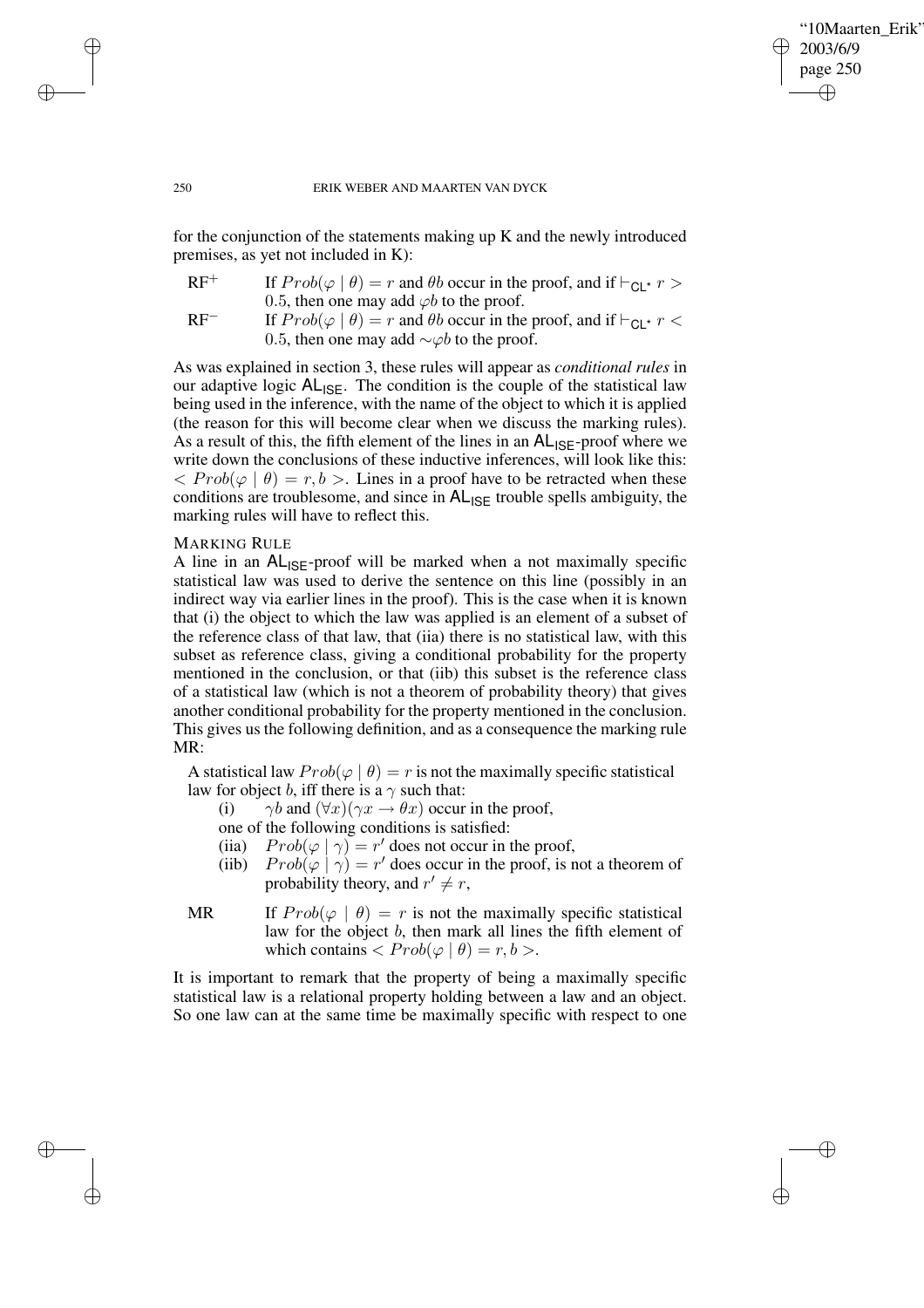for the conjunction of the statements making up K and the newly introduced premises, as yet not included in K):

RF$^+$ If $Prob(\varphi \mid \theta) = r$ and $\theta b$ occur in the proof, and if $\vdash_{\mathsf{CL}^\star} r > 0.5$, then one may add $\varphi b$ to the proof.

RF$^-$ If $Prob(\varphi \mid \theta) = r$ and $\theta b$ occur in the proof, and if $\vdash_{\mathsf{CL}^\star} r < 0.5$, then one may add $\sim\varphi b$ to the proof.

As was explained in section 3, these rules will appear as *conditional rules* in our adaptive logic $\mathsf{AL}_{\mathsf{ISE}}$. The condition is the couple of the statistical law being used in the inference, with the name of the object to which it is applied (the reason for this will become clear when we discuss the marking rules). As a result of this, the fifth element of the lines in an $\mathsf{AL}_{\mathsf{ISE}}$-proof where we write down the conclusions of these inductive inferences, will look like this: $< Prob(\varphi \mid \theta) = r, b >$. Lines in a proof have to be retracted when these conditions are troublesome, and since in $\mathsf{AL}_{\mathsf{ISE}}$ trouble spells ambiguity, the marking rules will have to reflect this.

MARKING RULE

A line in an $\mathsf{AL}_{\mathsf{ISE}}$-proof will be marked when a not maximally specific statistical law was used to derive the sentence on this line (possibly in an indirect way via earlier lines in the proof). This is the case when it is known that (i) the object to which the law was applied is an element of a subset of the reference class of that law, that (iia) there is no statistical law, with this subset as reference class, giving a conditional probability for the property mentioned in the conclusion, or that (iib) this subset is the reference class of a statistical law (which is not a theorem of probability theory) that gives another conditional probability for the property mentioned in the conclusion. This gives us the following definition, and as a consequence the marking rule MR:

A statistical law $Prob(\varphi \mid \theta) = r$ is not the maximally specific statistical law for object $b$, iff there is a $\gamma$ such that:

(i) $\gamma b$ and $(\forall x)(\gamma x \rightarrow \theta x)$ occur in the proof,

one of the following conditions is satisfied:

(iia) $Prob(\varphi \mid \gamma) = r'$ does not occur in the proof,

(iib) $Prob(\varphi \mid \gamma) = r'$ does occur in the proof, is not a theorem of probability theory, and $r' \neq r$,

MR If $Prob(\varphi \mid \theta) = r$ is not the maximally specific statistical law for the object $b$, then mark all lines the fifth element of which contains $< Prob(\varphi \mid \theta) = r, b >$.

It is important to remark that the property of being a maximally specific statistical law is a relational property holding between a law and an object. So one law can at the same time be maximally specific with respect to one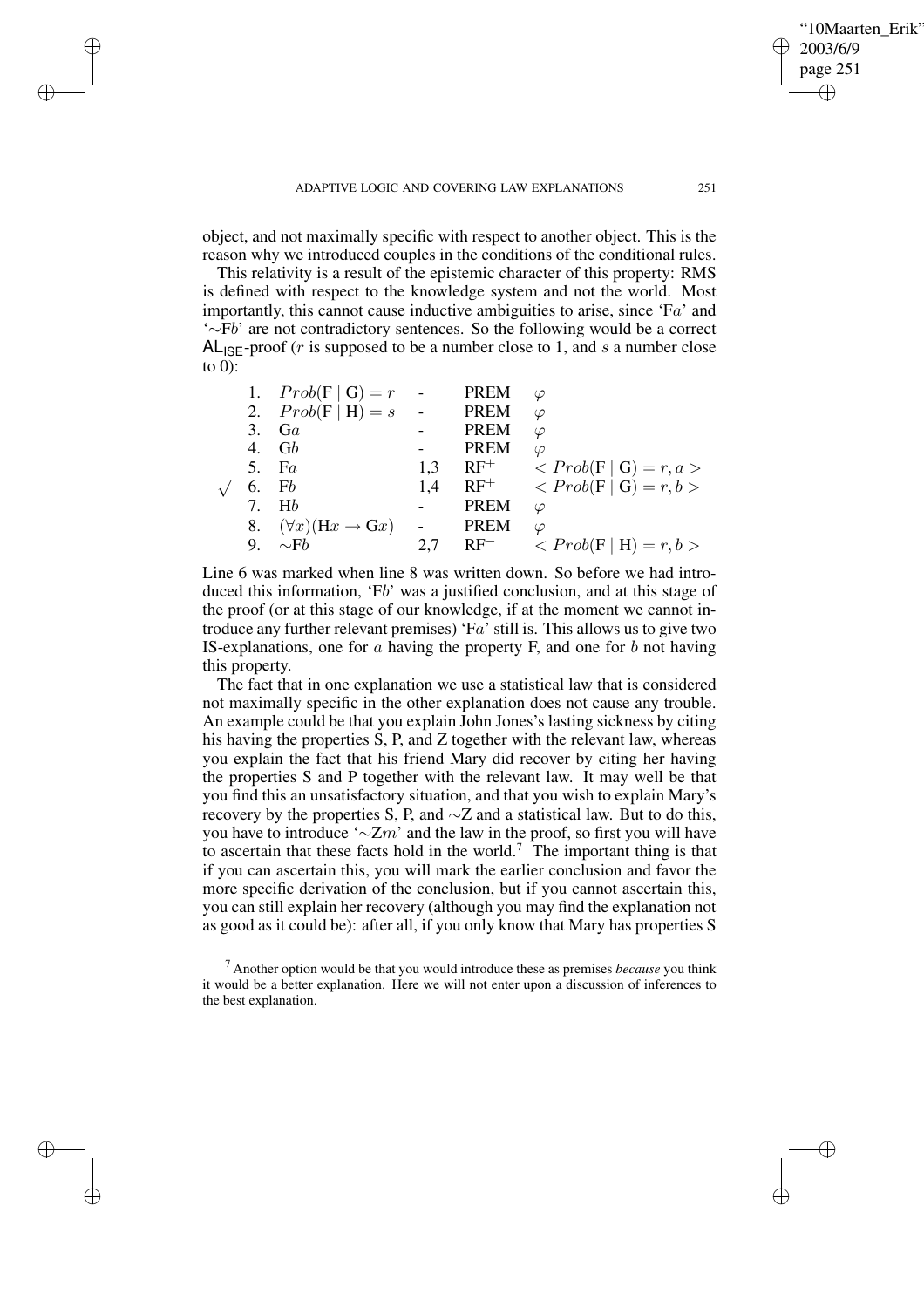object, and not maximally specific with respect to another object. This is the reason why we introduced couples in the conditions of the conditional rules.

This relativity is a result of the epistemic character of this property: RMS is defined with respect to the knowledge system and not the world. Most importantly, this cannot cause inductive ambiguities to arise, since '$\mathrm{F}a$' and '$\sim\mathrm{F}b$' are not contradictory sentences. So the following would be a correct $\mathsf{AL}_{\mathsf{ISE}}$-proof ($r$ is supposed to be a number close to 1, and $s$ a number close to 0):

| | | | | | |
|---|---|---|---|---|---|
| | 1. | $Prob(\mathrm{F} \mid \mathrm{G}) = r$ | - | PREM | $\varphi$ |
| | 2. | $Prob(\mathrm{F} \mid \mathrm{H}) = s$ | - | PREM | $\varphi$ |
| | 3. | $\mathrm{G}a$ | - | PREM | $\varphi$ |
| | 4. | $\mathrm{G}b$ | - | PREM | $\varphi$ |
| | 5. | $\mathrm{F}a$ | 1,3 | $\mathrm{RF}^+$ | $< Prob(\mathrm{F} \mid \mathrm{G}) = r, a >$ |
| $\surd$ | 6. | $\mathrm{F}b$ | 1,4 | $\mathrm{RF}^+$ | $< Prob(\mathrm{F} \mid \mathrm{G}) = r, b >$ |
| | 7. | $\mathrm{H}b$ | - | PREM | $\varphi$ |
| | 8. | $(\forall x)(\mathrm{H}x \rightarrow \mathrm{G}x)$ | - | PREM | $\varphi$ |
| | 9. | $\sim\mathrm{F}b$ | 2,7 | $\mathrm{RF}^-$ | $< Prob(\mathrm{F} \mid \mathrm{H}) = r, b >$ |

Line 6 was marked when line 8 was written down. So before we had introduced this information, '$\mathrm{F}b$' was a justified conclusion, and at this stage of the proof (or at this stage of our knowledge, if at the moment we cannot introduce any further relevant premises) '$\mathrm{F}a$' still is. This allows us to give two IS-explanations, one for $a$ having the property F, and one for $b$ not having this property.

The fact that in one explanation we use a statistical law that is considered not maximally specific in the other explanation does not cause any trouble. An example could be that you explain John Jones's lasting sickness by citing his having the properties S, P, and Z together with the relevant law, whereas you explain the fact that his friend Mary did recover by citing her having the properties S and P together with the relevant law. It may well be that you find this an unsatisfactory situation, and that you wish to explain Mary's recovery by the properties S, P, and $\sim$Z and a statistical law. But to do this, you have to introduce '$\sim\mathrm{Z}m$' and the law in the proof, so first you will have to ascertain that these facts hold in the world.[7] The important thing is that if you can ascertain this, you will mark the earlier conclusion and favor the more specific derivation of the conclusion, but if you cannot ascertain this, you can still explain her recovery (although you may find the explanation not as good as it could be): after all, if you only know that Mary has properties S

[7] Another option would be that you would introduce these as premises *because* you think it would be a better explanation. Here we will not enter upon a discussion of inferences to the best explanation.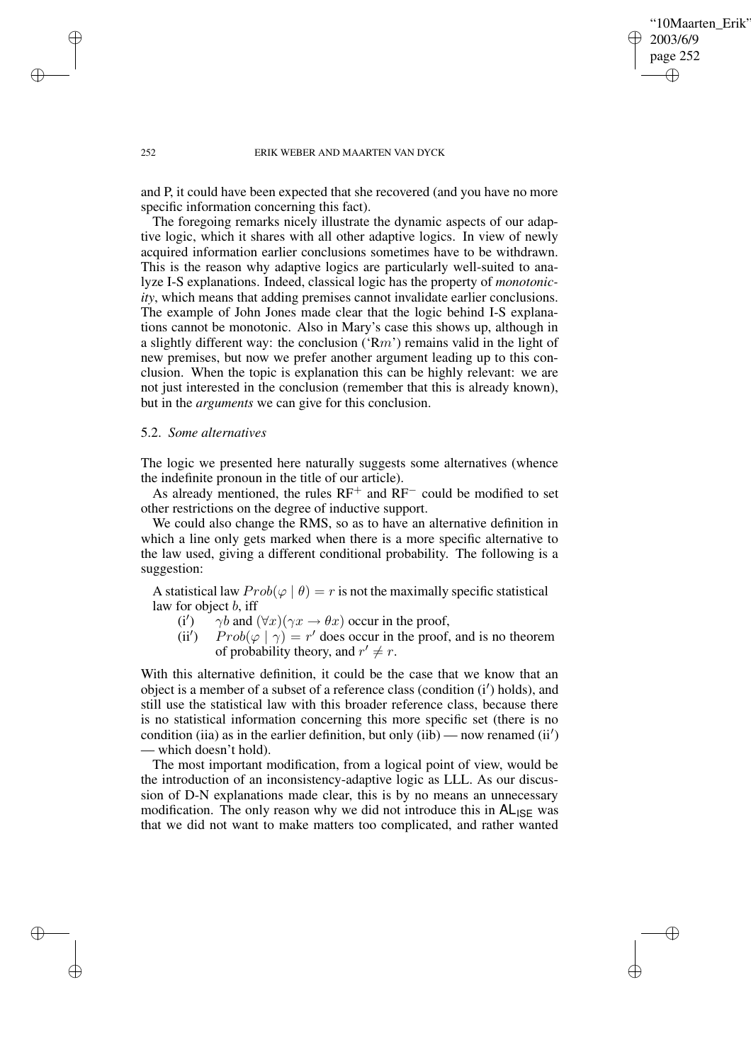and P, it could have been expected that she recovered (and you have no more specific information concerning this fact).

The foregoing remarks nicely illustrate the dynamic aspects of our adaptive logic, which it shares with all other adaptive logics. In view of newly acquired information earlier conclusions sometimes have to be withdrawn. This is the reason why adaptive logics are particularly well-suited to analyze I-S explanations. Indeed, classical logic has the property of *monotonicity*, which means that adding premises cannot invalidate earlier conclusions. The example of John Jones made clear that the logic behind I-S explanations cannot be monotonic. Also in Mary's case this shows up, although in a slightly different way: the conclusion ('R$m$') remains valid in the light of new premises, but now we prefer another argument leading up to this conclusion. When the topic is explanation this can be highly relevant: we are not just interested in the conclusion (remember that this is already known), but in the *arguments* we can give for this conclusion.

### 5.2. *Some alternatives*

The logic we presented here naturally suggests some alternatives (whence the indefinite pronoun in the title of our article).

As already mentioned, the rules RF$^+$ and RF$^-$ could be modified to set other restrictions on the degree of inductive support.

We could also change the RMS, so as to have an alternative definition in which a line only gets marked when there is a more specific alternative to the law used, giving a different conditional probability. The following is a suggestion:

A statistical law $Prob(\varphi \mid \theta) = r$ is not the maximally specific statistical law for object $b$, iff

(i$'$) $\gamma b$ and $(\forall x)(\gamma x \rightarrow \theta x)$ occur in the proof,

(ii$'$) $Prob(\varphi \mid \gamma) = r'$ does occur in the proof, and is no theorem of probability theory, and $r' \neq r$.

With this alternative definition, it could be the case that we know that an object is a member of a subset of a reference class (condition (i$'$) holds), and still use the statistical law with this broader reference class, because there is no statistical information concerning this more specific set (there is no condition (iia) as in the earlier definition, but only (iib) — now renamed (ii$'$) — which doesn't hold).

The most important modification, from a logical point of view, would be the introduction of an inconsistency-adaptive logic as LLL. As our discussion of D-N explanations made clear, this is by no means an unnecessary modification. The only reason why we did not introduce this in $\mathsf{AL}_{\mathsf{ISE}}$ was that we did not want to make matters too complicated, and rather wanted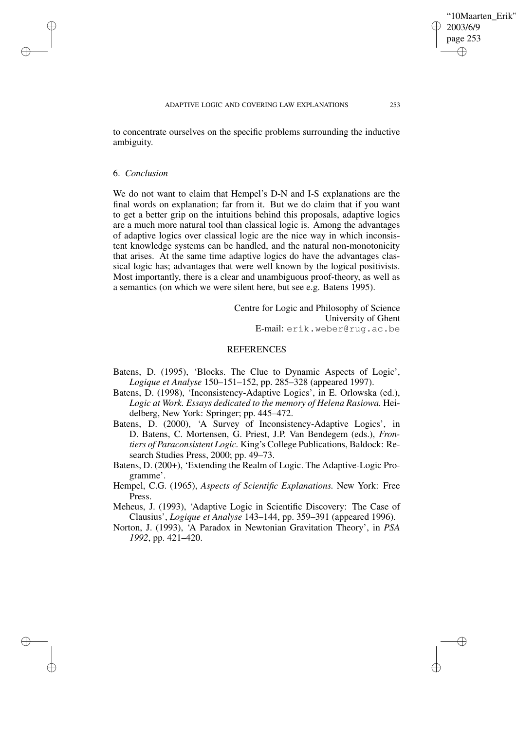to concentrate ourselves on the specific problems surrounding the inductive ambiguity.

## 6. *Conclusion*

We do not want to claim that Hempel's D-N and I-S explanations are the final words on explanation; far from it. But we do claim that if you want to get a better grip on the intuitions behind this proposals, adaptive logics are a much more natural tool than classical logic is. Among the advantages of adaptive logics over classical logic are the nice way in which inconsistent knowledge systems can be handled, and the natural non-monotonicity that arises. At the same time adaptive logics do have the advantages classical logic has; advantages that were well known by the logical positivists. Most importantly, there is a clear and unambiguous proof-theory, as well as a semantics (on which we were silent here, but see e.g. Batens 1995).

Centre for Logic and Philosophy of Science
University of Ghent
E-mail: erik.weber@rug.ac.be

## REFERENCES

Batens, D. (1995), 'Blocks. The Clue to Dynamic Aspects of Logic', *Logique et Analyse* 150–151–152, pp. 285–328 (appeared 1997).

Batens, D. (1998), 'Inconsistency-Adaptive Logics', in E. Orlowska (ed.), *Logic at Work. Essays dedicated to the memory of Helena Rasiowa*. Heidelberg, New York: Springer; pp. 445–472.

Batens, D. (2000), 'A Survey of Inconsistency-Adaptive Logics', in D. Batens, C. Mortensen, G. Priest, J.P. Van Bendegem (eds.), *Frontiers of Paraconsistent Logic*. King's College Publications, Baldock: Research Studies Press, 2000; pp. 49–73.

Batens, D. (200+), 'Extending the Realm of Logic. The Adaptive-Logic Programme'.

Hempel, C.G. (1965), *Aspects of Scientific Explanations*. New York: Free Press.

Meheus, J. (1993), 'Adaptive Logic in Scientific Discovery: The Case of Clausius', *Logique et Analyse* 143–144, pp. 359–391 (appeared 1996).

Norton, J. (1993), 'A Paradox in Newtonian Gravitation Theory', in *PSA 1992*, pp. 421–420.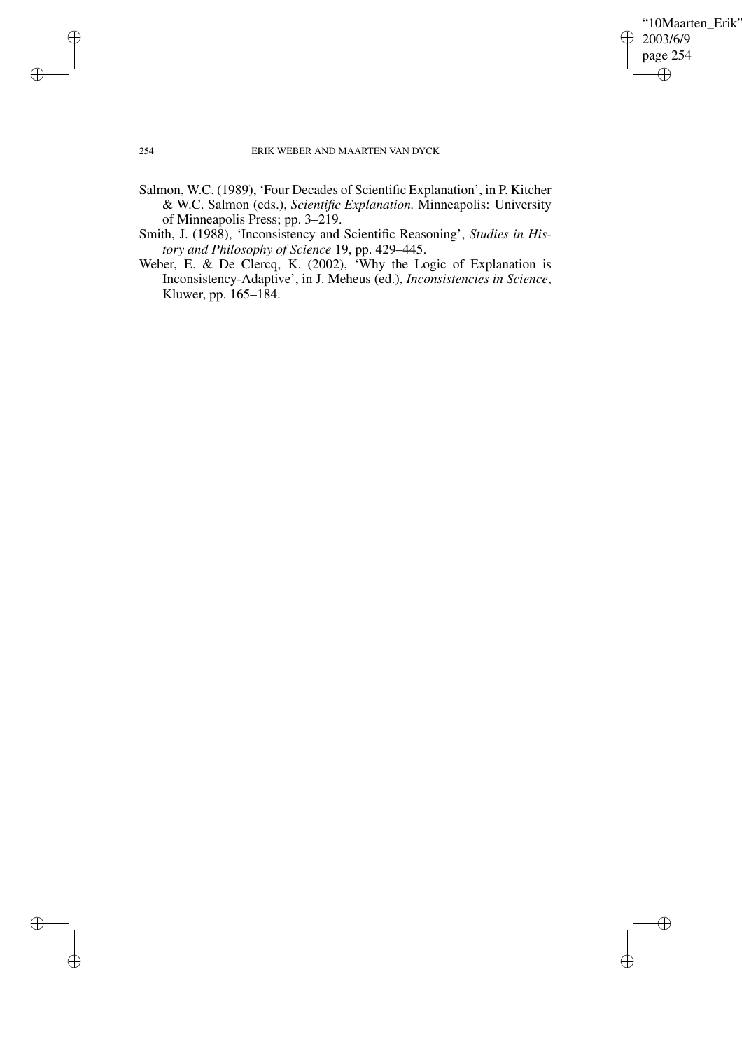Salmon, W.C. (1989), 'Four Decades of Scientific Explanation', in P. Kitcher & W.C. Salmon (eds.), *Scientific Explanation.* Minneapolis: University of Minneapolis Press; pp. 3–219.

Smith, J. (1988), 'Inconsistency and Scientific Reasoning', *Studies in History and Philosophy of Science* 19, pp. 429–445.

Weber, E. & De Clercq, K. (2002), 'Why the Logic of Explanation is Inconsistency-Adaptive', in J. Meheus (ed.), *Inconsistencies in Science*, Kluwer, pp. 165–184.